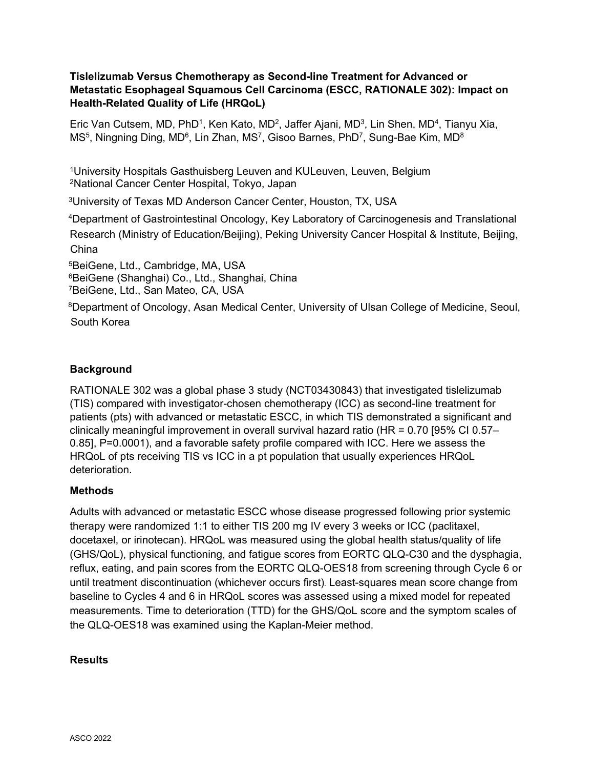**Tislelizumab Versus Chemotherapy as Second-line Treatment for Advanced or Metastatic Esophageal Squamous Cell Carcinoma (ESCC, RATIONALE 302): Impact on Health-Related Quality of Life (HRQoL)**

Eric Van Cutsem, MD, PhD[1], Ken Kato, MD[2], Jaffer Ajani, MD[3], Lin Shen, MD[4], Tianyu Xia, MS[5], Ningning Ding, MD[6], Lin Zhan, MS[7], Gisoo Barnes, PhD[7], Sung-Bae Kim, MD[8]

[1]University Hospitals Gasthuisberg Leuven and KULeuven, Leuven, Belgium
[2]National Cancer Center Hospital, Tokyo, Japan

[3]University of Texas MD Anderson Cancer Center, Houston, TX, USA

[4]Department of Gastrointestinal Oncology, Key Laboratory of Carcinogenesis and Translational Research (Ministry of Education/Beijing), Peking University Cancer Hospital & Institute, Beijing, China

[5]BeiGene, Ltd., Cambridge, MA, USA
[6]BeiGene (Shanghai) Co., Ltd., Shanghai, China
[7]BeiGene, Ltd., San Mateo, CA, USA

[8]Department of Oncology, Asan Medical Center, University of Ulsan College of Medicine, Seoul, South Korea

**Background**

RATIONALE 302 was a global phase 3 study (NCT03430843) that investigated tislelizumab (TIS) compared with investigator-chosen chemotherapy (ICC) as second-line treatment for patients (pts) with advanced or metastatic ESCC, in which TIS demonstrated a significant and clinically meaningful improvement in overall survival hazard ratio (HR = 0.70 [95% CI 0.57–0.85], P=0.0001), and a favorable safety profile compared with ICC. Here we assess the HRQoL of pts receiving TIS vs ICC in a pt population that usually experiences HRQoL deterioration.

**Methods**

Adults with advanced or metastatic ESCC whose disease progressed following prior systemic therapy were randomized 1:1 to either TIS 200 mg IV every 3 weeks or ICC (paclitaxel, docetaxel, or irinotecan). HRQoL was measured using the global health status/quality of life (GHS/QoL), physical functioning, and fatigue scores from EORTC QLQ-C30 and the dysphagia, reflux, eating, and pain scores from the EORTC QLQ-OES18 from screening through Cycle 6 or until treatment discontinuation (whichever occurs first). Least-squares mean score change from baseline to Cycles 4 and 6 in HRQoL scores was assessed using a mixed model for repeated measurements. Time to deterioration (TTD) for the GHS/QoL score and the symptom scales of the QLQ-OES18 was examined using the Kaplan-Meier method.

**Results**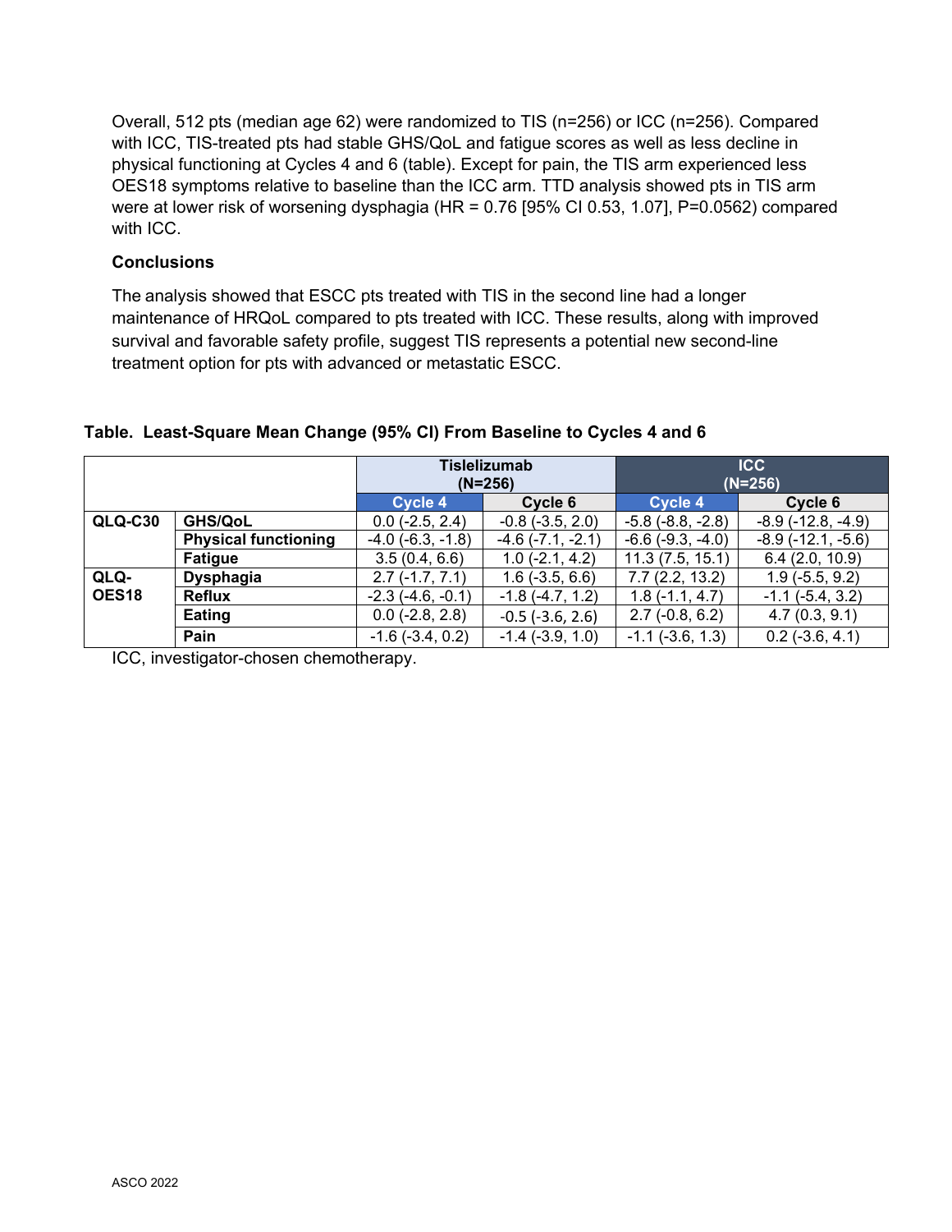Overall, 512 pts (median age 62) were randomized to TIS (n=256) or ICC (n=256). Compared with ICC, TIS-treated pts had stable GHS/QoL and fatigue scores as well as less decline in physical functioning at Cycles 4 and 6 (table). Except for pain, the TIS arm experienced less OES18 symptoms relative to baseline than the ICC arm. TTD analysis showed pts in TIS arm were at lower risk of worsening dysphagia (HR = 0.76 [95% CI 0.53, 1.07], P=0.0562) compared with ICC.

**Conclusions**

The analysis showed that ESCC pts treated with TIS in the second line had a longer maintenance of HRQoL compared to pts treated with ICC. These results, along with improved survival and favorable safety profile, suggest TIS represents a potential new second-line treatment option for pts with advanced or metastatic ESCC.

**Table. Least-Square Mean Change (95% CI) From Baseline to Cycles 4 and 6**

| | | Tislelizumab (N=256) | | ICC (N=256) | |
|---|---|---|---|---|---|
| | | Cycle 4 | Cycle 6 | Cycle 4 | Cycle 6 |
| **QLQ-C30** | **GHS/QoL** | 0.0 (-2.5, 2.4) | -0.8 (-3.5, 2.0) | -5.8 (-8.8, -2.8) | -8.9 (-12.8, -4.9) |
| | **Physical functioning** | -4.0 (-6.3, -1.8) | -4.6 (-7.1, -2.1) | -6.6 (-9.3, -4.0) | -8.9 (-12.1, -5.6) |
| | **Fatigue** | 3.5 (0.4, 6.6) | 1.0 (-2.1, 4.2) | 11.3 (7.5, 15.1) | 6.4 (2.0, 10.9) |
| **QLQ-OES18** | **Dysphagia** | 2.7 (-1.7, 7.1) | 1.6 (-3.5, 6.6) | 7.7 (2.2, 13.2) | 1.9 (-5.5, 9.2) |
| | **Reflux** | -2.3 (-4.6, -0.1) | -1.8 (-4.7, 1.2) | 1.8 (-1.1, 4.7) | -1.1 (-5.4, 3.2) |
| | **Eating** | 0.0 (-2.8, 2.8) | -0.5 (-3.6, 2.6) | 2.7 (-0.8, 6.2) | 4.7 (0.3, 9.1) |
| | **Pain** | -1.6 (-3.4, 0.2) | -1.4 (-3.9, 1.0) | -1.1 (-3.6, 1.3) | 0.2 (-3.6, 4.1) |

ICC, investigator-chosen chemotherapy.